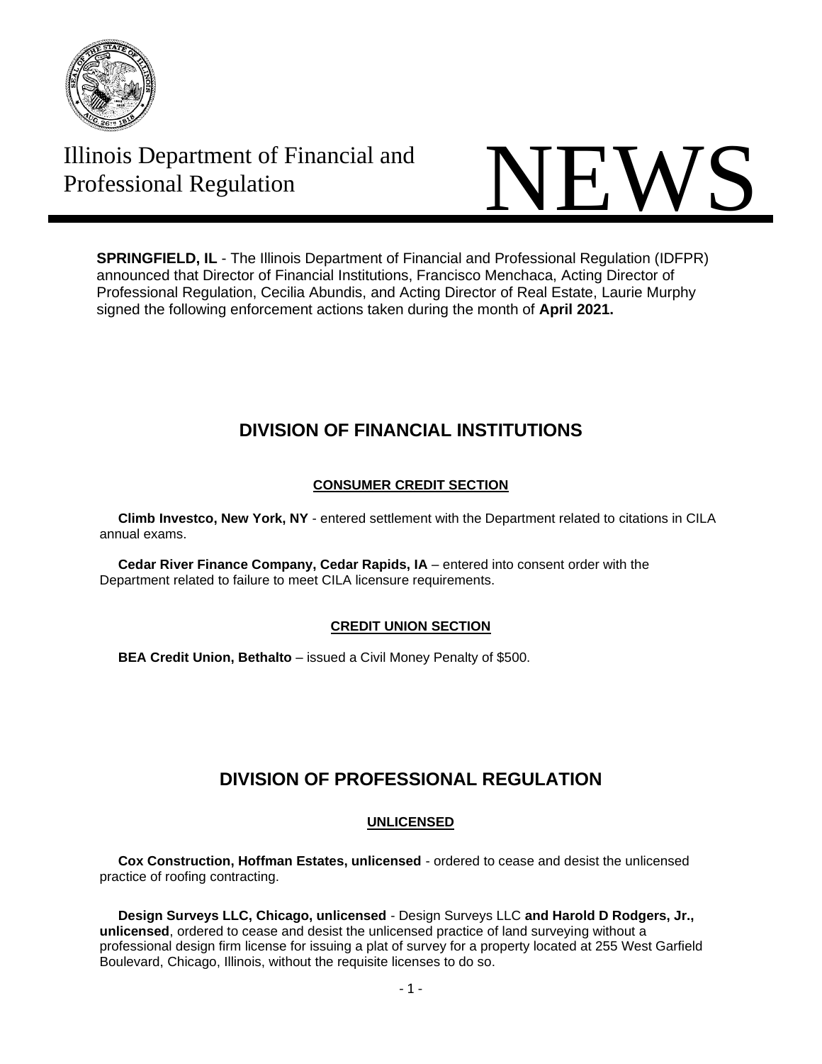# Illinois Department of Financial and Professional Regulation

# NEWS

**SPRINGFIELD, IL** - The Illinois Department of Financial and Professional Regulation (IDFPR) announced that Director of Financial Institutions, Francisco Menchaca, Acting Director of Professional Regulation, Cecilia Abundis, and Acting Director of Real Estate, Laurie Murphy signed the following enforcement actions taken during the month of **April 2021.**

## DIVISION OF FINANCIAL INSTITUTIONS

### CONSUMER CREDIT SECTION

**Climb Investco, New York, NY** - entered settlement with the Department related to citations in CILA annual exams.

**Cedar River Finance Company, Cedar Rapids, IA** – entered into consent order with the Department related to failure to meet CILA licensure requirements.

### CREDIT UNION SECTION

**BEA Credit Union, Bethalto** – issued a Civil Money Penalty of $500.

## DIVISION OF PROFESSIONAL REGULATION

### UNLICENSED

**Cox Construction, Hoffman Estates, unlicensed** - ordered to cease and desist the unlicensed practice of roofing contracting.

**Design Surveys LLC, Chicago, unlicensed** - Design Surveys LLC **and Harold D Rodgers, Jr., unlicensed**, ordered to cease and desist the unlicensed practice of land surveying without a professional design firm license for issuing a plat of survey for a property located at 255 West Garfield Boulevard, Chicago, Illinois, without the requisite licenses to do so.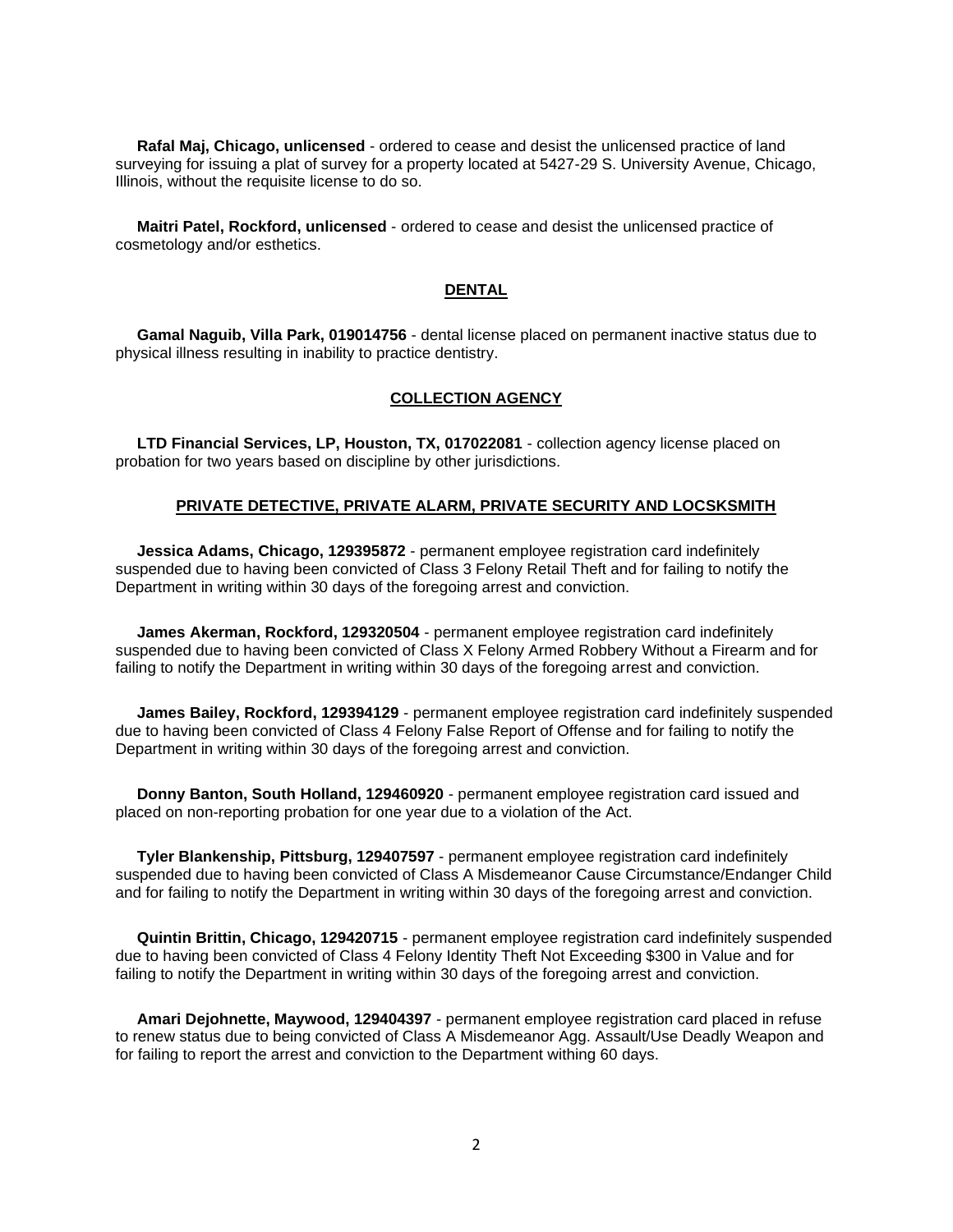**Rafal Maj, Chicago, unlicensed** - ordered to cease and desist the unlicensed practice of land surveying for issuing a plat of survey for a property located at 5427-29 S. University Avenue, Chicago, Illinois, without the requisite license to do so.

**Maitri Patel, Rockford, unlicensed** - ordered to cease and desist the unlicensed practice of cosmetology and/or esthetics.

## DENTAL

**Gamal Naguib, Villa Park, 019014756** - dental license placed on permanent inactive status due to physical illness resulting in inability to practice dentistry.

## COLLECTION AGENCY

**LTD Financial Services, LP, Houston, TX, 017022081** - collection agency license placed on probation for two years based on discipline by other jurisdictions.

## PRIVATE DETECTIVE, PRIVATE ALARM, PRIVATE SECURITY AND LOCSKSMITH

**Jessica Adams, Chicago, 129395872** - permanent employee registration card indefinitely suspended due to having been convicted of Class 3 Felony Retail Theft and for failing to notify the Department in writing within 30 days of the foregoing arrest and conviction.

**James Akerman, Rockford, 129320504** - permanent employee registration card indefinitely suspended due to having been convicted of Class X Felony Armed Robbery Without a Firearm and for failing to notify the Department in writing within 30 days of the foregoing arrest and conviction.

**James Bailey, Rockford, 129394129** - permanent employee registration card indefinitely suspended due to having been convicted of Class 4 Felony False Report of Offense and for failing to notify the Department in writing within 30 days of the foregoing arrest and conviction.

**Donny Banton, South Holland, 129460920** - permanent employee registration card issued and placed on non-reporting probation for one year due to a violation of the Act.

**Tyler Blankenship, Pittsburg, 129407597** - permanent employee registration card indefinitely suspended due to having been convicted of Class A Misdemeanor Cause Circumstance/Endanger Child and for failing to notify the Department in writing within 30 days of the foregoing arrest and conviction.

**Quintin Brittin, Chicago, 129420715** - permanent employee registration card indefinitely suspended due to having been convicted of Class 4 Felony Identity Theft Not Exceeding $300 in Value and for failing to notify the Department in writing within 30 days of the foregoing arrest and conviction.

**Amari Dejohnette, Maywood, 129404397** - permanent employee registration card placed in refuse to renew status due to being convicted of Class A Misdemeanor Agg. Assault/Use Deadly Weapon and for failing to report the arrest and conviction to the Department withing 60 days.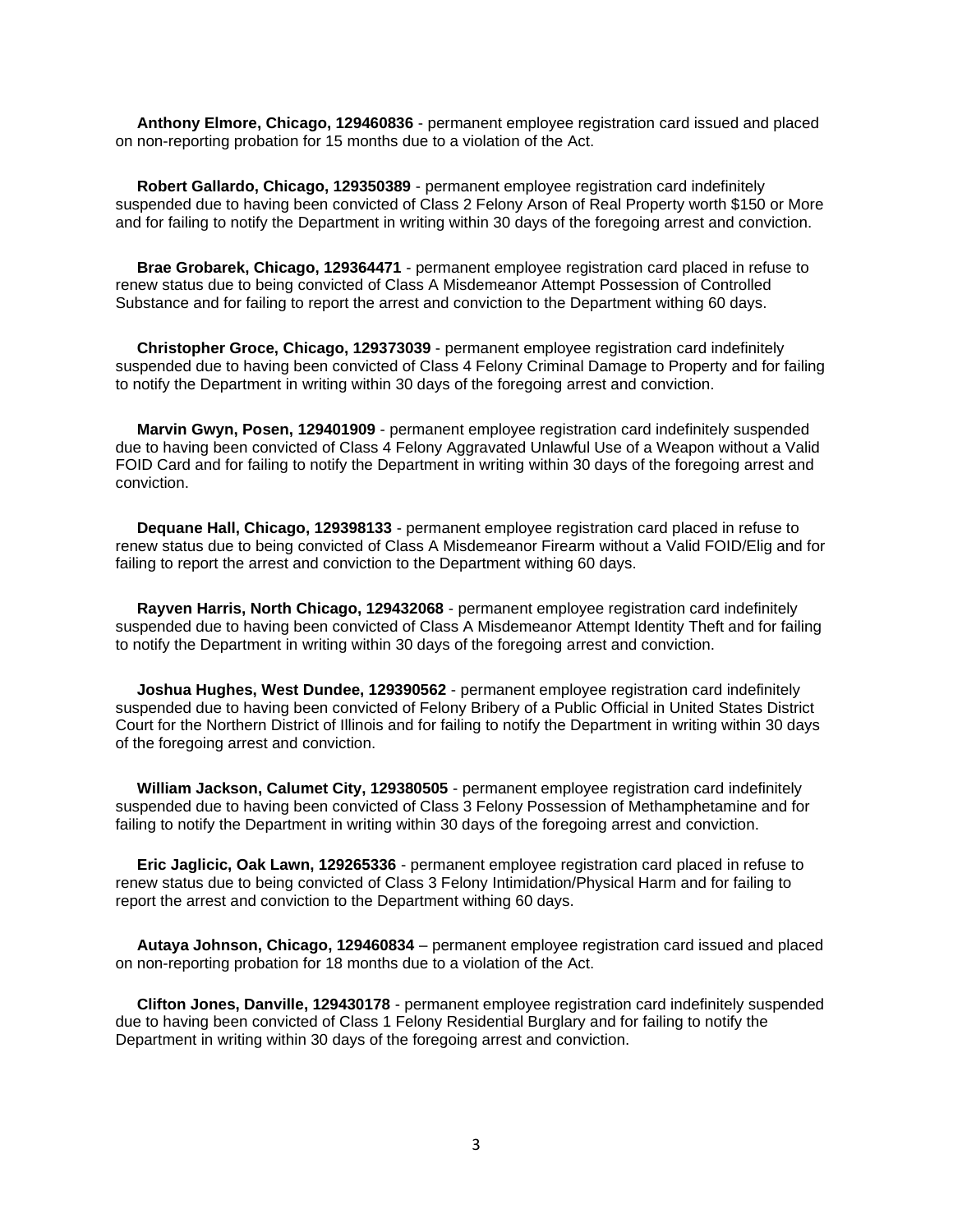**Anthony Elmore, Chicago, 129460836** - permanent employee registration card issued and placed on non-reporting probation for 15 months due to a violation of the Act.

**Robert Gallardo, Chicago, 129350389** - permanent employee registration card indefinitely suspended due to having been convicted of Class 2 Felony Arson of Real Property worth $150 or More and for failing to notify the Department in writing within 30 days of the foregoing arrest and conviction.

**Brae Grobarek, Chicago, 129364471** - permanent employee registration card placed in refuse to renew status due to being convicted of Class A Misdemeanor Attempt Possession of Controlled Substance and for failing to report the arrest and conviction to the Department withing 60 days.

**Christopher Groce, Chicago, 129373039** - permanent employee registration card indefinitely suspended due to having been convicted of Class 4 Felony Criminal Damage to Property and for failing to notify the Department in writing within 30 days of the foregoing arrest and conviction.

**Marvin Gwyn, Posen, 129401909** - permanent employee registration card indefinitely suspended due to having been convicted of Class 4 Felony Aggravated Unlawful Use of a Weapon without a Valid FOID Card and for failing to notify the Department in writing within 30 days of the foregoing arrest and conviction.

**Dequane Hall, Chicago, 129398133** - permanent employee registration card placed in refuse to renew status due to being convicted of Class A Misdemeanor Firearm without a Valid FOID/Elig and for failing to report the arrest and conviction to the Department withing 60 days.

**Rayven Harris, North Chicago, 129432068** - permanent employee registration card indefinitely suspended due to having been convicted of Class A Misdemeanor Attempt Identity Theft and for failing to notify the Department in writing within 30 days of the foregoing arrest and conviction.

**Joshua Hughes, West Dundee, 129390562** - permanent employee registration card indefinitely suspended due to having been convicted of Felony Bribery of a Public Official in United States District Court for the Northern District of Illinois and for failing to notify the Department in writing within 30 days of the foregoing arrest and conviction.

**William Jackson, Calumet City, 129380505** - permanent employee registration card indefinitely suspended due to having been convicted of Class 3 Felony Possession of Methamphetamine and for failing to notify the Department in writing within 30 days of the foregoing arrest and conviction.

**Eric Jaglicic, Oak Lawn, 129265336** - permanent employee registration card placed in refuse to renew status due to being convicted of Class 3 Felony Intimidation/Physical Harm and for failing to report the arrest and conviction to the Department withing 60 days.

**Autaya Johnson, Chicago, 129460834** – permanent employee registration card issued and placed on non-reporting probation for 18 months due to a violation of the Act.

**Clifton Jones, Danville, 129430178** - permanent employee registration card indefinitely suspended due to having been convicted of Class 1 Felony Residential Burglary and for failing to notify the Department in writing within 30 days of the foregoing arrest and conviction.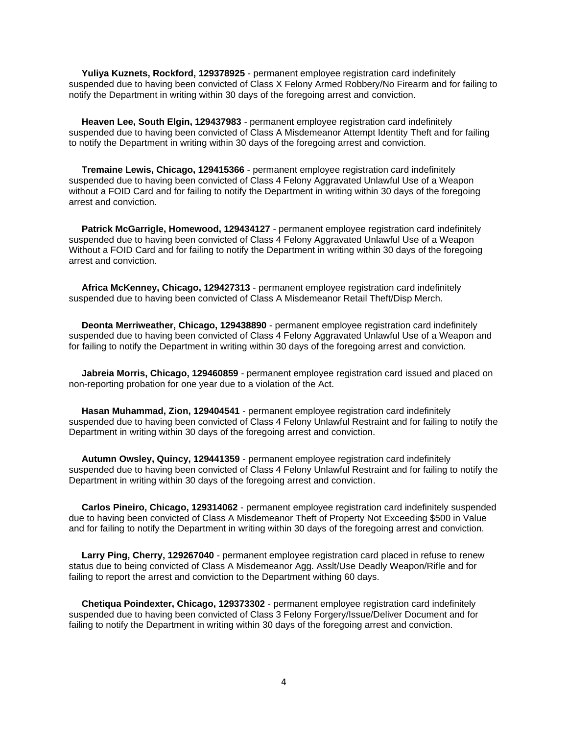**Yuliya Kuznets, Rockford, 129378925** - permanent employee registration card indefinitely suspended due to having been convicted of Class X Felony Armed Robbery/No Firearm and for failing to notify the Department in writing within 30 days of the foregoing arrest and conviction.

**Heaven Lee, South Elgin, 129437983** - permanent employee registration card indefinitely suspended due to having been convicted of Class A Misdemeanor Attempt Identity Theft and for failing to notify the Department in writing within 30 days of the foregoing arrest and conviction.

**Tremaine Lewis, Chicago, 129415366** - permanent employee registration card indefinitely suspended due to having been convicted of Class 4 Felony Aggravated Unlawful Use of a Weapon without a FOID Card and for failing to notify the Department in writing within 30 days of the foregoing arrest and conviction.

**Patrick McGarrigle, Homewood, 129434127** - permanent employee registration card indefinitely suspended due to having been convicted of Class 4 Felony Aggravated Unlawful Use of a Weapon Without a FOID Card and for failing to notify the Department in writing within 30 days of the foregoing arrest and conviction.

**Africa McKenney, Chicago, 129427313** - permanent employee registration card indefinitely suspended due to having been convicted of Class A Misdemeanor Retail Theft/Disp Merch.

**Deonta Merriweather, Chicago, 129438890** - permanent employee registration card indefinitely suspended due to having been convicted of Class 4 Felony Aggravated Unlawful Use of a Weapon and for failing to notify the Department in writing within 30 days of the foregoing arrest and conviction.

**Jabreia Morris, Chicago, 129460859** - permanent employee registration card issued and placed on non-reporting probation for one year due to a violation of the Act.

**Hasan Muhammad, Zion, 129404541** - permanent employee registration card indefinitely suspended due to having been convicted of Class 4 Felony Unlawful Restraint and for failing to notify the Department in writing within 30 days of the foregoing arrest and conviction.

**Autumn Owsley, Quincy, 129441359** - permanent employee registration card indefinitely suspended due to having been convicted of Class 4 Felony Unlawful Restraint and for failing to notify the Department in writing within 30 days of the foregoing arrest and conviction.

**Carlos Pineiro, Chicago, 129314062** - permanent employee registration card indefinitely suspended due to having been convicted of Class A Misdemeanor Theft of Property Not Exceeding $500 in Value and for failing to notify the Department in writing within 30 days of the foregoing arrest and conviction.

**Larry Ping, Cherry, 129267040** - permanent employee registration card placed in refuse to renew status due to being convicted of Class A Misdemeanor Agg. Asslt/Use Deadly Weapon/Rifle and for failing to report the arrest and conviction to the Department withing 60 days.

**Chetiqua Poindexter, Chicago, 129373302** - permanent employee registration card indefinitely suspended due to having been convicted of Class 3 Felony Forgery/Issue/Deliver Document and for failing to notify the Department in writing within 30 days of the foregoing arrest and conviction.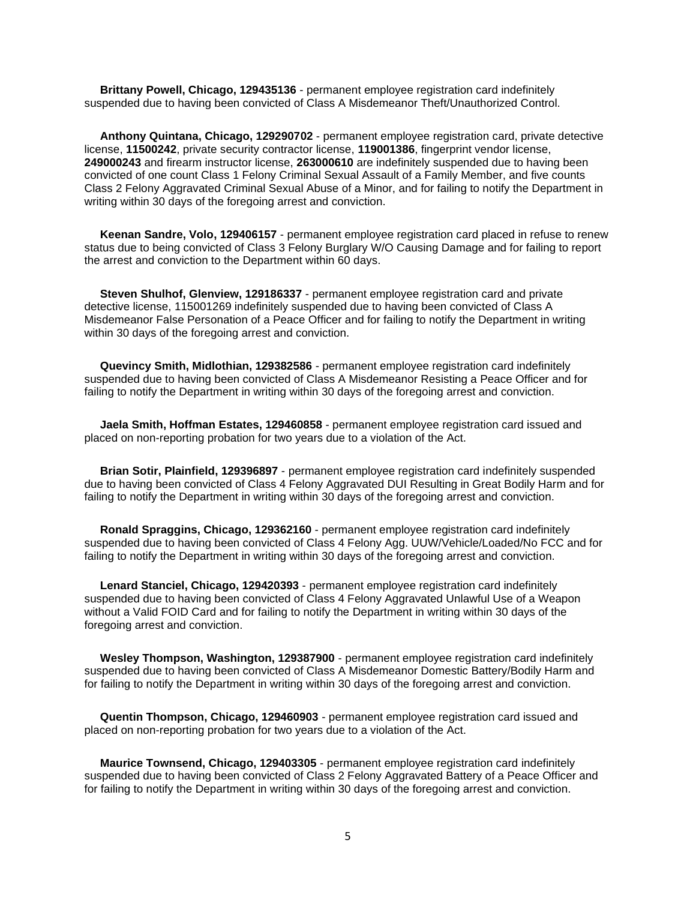**Brittany Powell, Chicago, 129435136** - permanent employee registration card indefinitely suspended due to having been convicted of Class A Misdemeanor Theft/Unauthorized Control.

**Anthony Quintana, Chicago, 129290702** - permanent employee registration card, private detective license, **11500242**, private security contractor license, **119001386**, fingerprint vendor license, **249000243** and firearm instructor license, **263000610** are indefinitely suspended due to having been convicted of one count Class 1 Felony Criminal Sexual Assault of a Family Member, and five counts Class 2 Felony Aggravated Criminal Sexual Abuse of a Minor, and for failing to notify the Department in writing within 30 days of the foregoing arrest and conviction.

**Keenan Sandre, Volo, 129406157** - permanent employee registration card placed in refuse to renew status due to being convicted of Class 3 Felony Burglary W/O Causing Damage and for failing to report the arrest and conviction to the Department within 60 days.

**Steven Shulhof, Glenview, 129186337** - permanent employee registration card and private detective license, 115001269 indefinitely suspended due to having been convicted of Class A Misdemeanor False Personation of a Peace Officer and for failing to notify the Department in writing within 30 days of the foregoing arrest and conviction.

**Quevincy Smith, Midlothian, 129382586** - permanent employee registration card indefinitely suspended due to having been convicted of Class A Misdemeanor Resisting a Peace Officer and for failing to notify the Department in writing within 30 days of the foregoing arrest and conviction.

**Jaela Smith, Hoffman Estates, 129460858** - permanent employee registration card issued and placed on non-reporting probation for two years due to a violation of the Act.

**Brian Sotir, Plainfield, 129396897** - permanent employee registration card indefinitely suspended due to having been convicted of Class 4 Felony Aggravated DUI Resulting in Great Bodily Harm and for failing to notify the Department in writing within 30 days of the foregoing arrest and conviction.

**Ronald Spraggins, Chicago, 129362160** - permanent employee registration card indefinitely suspended due to having been convicted of Class 4 Felony Agg. UUW/Vehicle/Loaded/No FCC and for failing to notify the Department in writing within 30 days of the foregoing arrest and conviction.

**Lenard Stanciel, Chicago, 129420393** - permanent employee registration card indefinitely suspended due to having been convicted of Class 4 Felony Aggravated Unlawful Use of a Weapon without a Valid FOID Card and for failing to notify the Department in writing within 30 days of the foregoing arrest and conviction.

**Wesley Thompson, Washington, 129387900** - permanent employee registration card indefinitely suspended due to having been convicted of Class A Misdemeanor Domestic Battery/Bodily Harm and for failing to notify the Department in writing within 30 days of the foregoing arrest and conviction.

**Quentin Thompson, Chicago, 129460903** - permanent employee registration card issued and placed on non-reporting probation for two years due to a violation of the Act.

**Maurice Townsend, Chicago, 129403305** - permanent employee registration card indefinitely suspended due to having been convicted of Class 2 Felony Aggravated Battery of a Peace Officer and for failing to notify the Department in writing within 30 days of the foregoing arrest and conviction.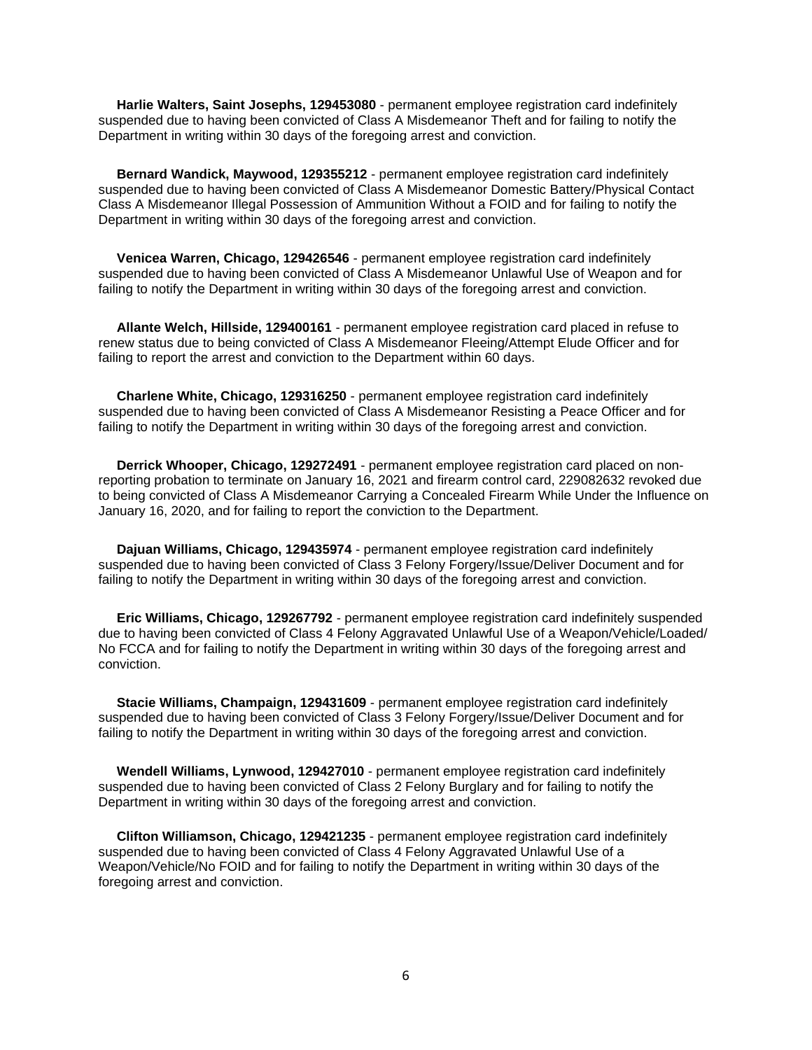**Harlie Walters, Saint Josephs, 129453080** - permanent employee registration card indefinitely suspended due to having been convicted of Class A Misdemeanor Theft and for failing to notify the Department in writing within 30 days of the foregoing arrest and conviction.

**Bernard Wandick, Maywood, 129355212** - permanent employee registration card indefinitely suspended due to having been convicted of Class A Misdemeanor Domestic Battery/Physical Contact Class A Misdemeanor Illegal Possession of Ammunition Without a FOID and for failing to notify the Department in writing within 30 days of the foregoing arrest and conviction.

**Venicea Warren, Chicago, 129426546** - permanent employee registration card indefinitely suspended due to having been convicted of Class A Misdemeanor Unlawful Use of Weapon and for failing to notify the Department in writing within 30 days of the foregoing arrest and conviction.

**Allante Welch, Hillside, 129400161** - permanent employee registration card placed in refuse to renew status due to being convicted of Class A Misdemeanor Fleeing/Attempt Elude Officer and for failing to report the arrest and conviction to the Department within 60 days.

**Charlene White, Chicago, 129316250** - permanent employee registration card indefinitely suspended due to having been convicted of Class A Misdemeanor Resisting a Peace Officer and for failing to notify the Department in writing within 30 days of the foregoing arrest and conviction.

**Derrick Whooper, Chicago, 129272491** - permanent employee registration card placed on non-reporting probation to terminate on January 16, 2021 and firearm control card, 229082632 revoked due to being convicted of Class A Misdemeanor Carrying a Concealed Firearm While Under the Influence on January 16, 2020, and for failing to report the conviction to the Department.

**Dajuan Williams, Chicago, 129435974** - permanent employee registration card indefinitely suspended due to having been convicted of Class 3 Felony Forgery/Issue/Deliver Document and for failing to notify the Department in writing within 30 days of the foregoing arrest and conviction.

**Eric Williams, Chicago, 129267792** - permanent employee registration card indefinitely suspended due to having been convicted of Class 4 Felony Aggravated Unlawful Use of a Weapon/Vehicle/Loaded/ No FCCA and for failing to notify the Department in writing within 30 days of the foregoing arrest and conviction.

**Stacie Williams, Champaign, 129431609** - permanent employee registration card indefinitely suspended due to having been convicted of Class 3 Felony Forgery/Issue/Deliver Document and for failing to notify the Department in writing within 30 days of the foregoing arrest and conviction.

**Wendell Williams, Lynwood, 129427010** - permanent employee registration card indefinitely suspended due to having been convicted of Class 2 Felony Burglary and for failing to notify the Department in writing within 30 days of the foregoing arrest and conviction.

**Clifton Williamson, Chicago, 129421235** - permanent employee registration card indefinitely suspended due to having been convicted of Class 4 Felony Aggravated Unlawful Use of a Weapon/Vehicle/No FOID and for failing to notify the Department in writing within 30 days of the foregoing arrest and conviction.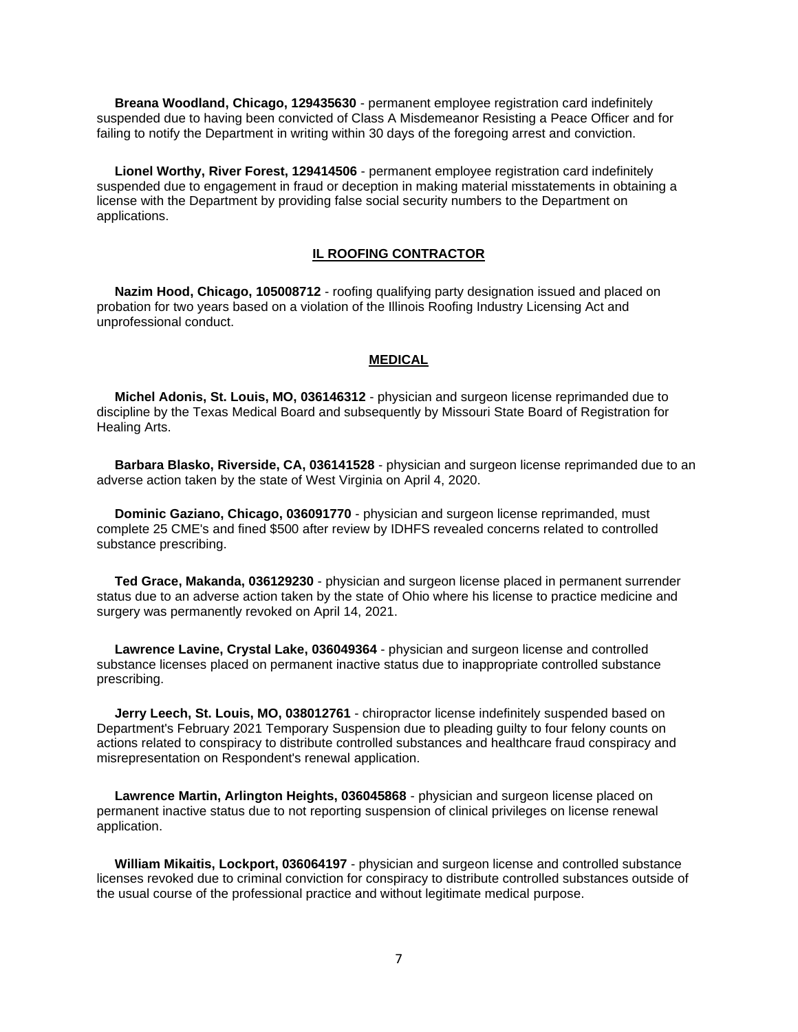**Breana Woodland, Chicago, 129435630** - permanent employee registration card indefinitely suspended due to having been convicted of Class A Misdemeanor Resisting a Peace Officer and for failing to notify the Department in writing within 30 days of the foregoing arrest and conviction.

**Lionel Worthy, River Forest, 129414506** - permanent employee registration card indefinitely suspended due to engagement in fraud or deception in making material misstatements in obtaining a license with the Department by providing false social security numbers to the Department on applications.

## IL ROOFING CONTRACTOR

**Nazim Hood, Chicago, 105008712** - roofing qualifying party designation issued and placed on probation for two years based on a violation of the Illinois Roofing Industry Licensing Act and unprofessional conduct.

## MEDICAL

**Michel Adonis, St. Louis, MO, 036146312** - physician and surgeon license reprimanded due to discipline by the Texas Medical Board and subsequently by Missouri State Board of Registration for Healing Arts.

**Barbara Blasko, Riverside, CA, 036141528** - physician and surgeon license reprimanded due to an adverse action taken by the state of West Virginia on April 4, 2020.

**Dominic Gaziano, Chicago, 036091770** - physician and surgeon license reprimanded, must complete 25 CME's and fined $500 after review by IDHFS revealed concerns related to controlled substance prescribing.

**Ted Grace, Makanda, 036129230** - physician and surgeon license placed in permanent surrender status due to an adverse action taken by the state of Ohio where his license to practice medicine and surgery was permanently revoked on April 14, 2021.

**Lawrence Lavine, Crystal Lake, 036049364** - physician and surgeon license and controlled substance licenses placed on permanent inactive status due to inappropriate controlled substance prescribing.

**Jerry Leech, St. Louis, MO, 038012761** - chiropractor license indefinitely suspended based on Department's February 2021 Temporary Suspension due to pleading guilty to four felony counts on actions related to conspiracy to distribute controlled substances and healthcare fraud conspiracy and misrepresentation on Respondent's renewal application.

**Lawrence Martin, Arlington Heights, 036045868** - physician and surgeon license placed on permanent inactive status due to not reporting suspension of clinical privileges on license renewal application.

**William Mikaitis, Lockport, 036064197** - physician and surgeon license and controlled substance licenses revoked due to criminal conviction for conspiracy to distribute controlled substances outside of the usual course of the professional practice and without legitimate medical purpose.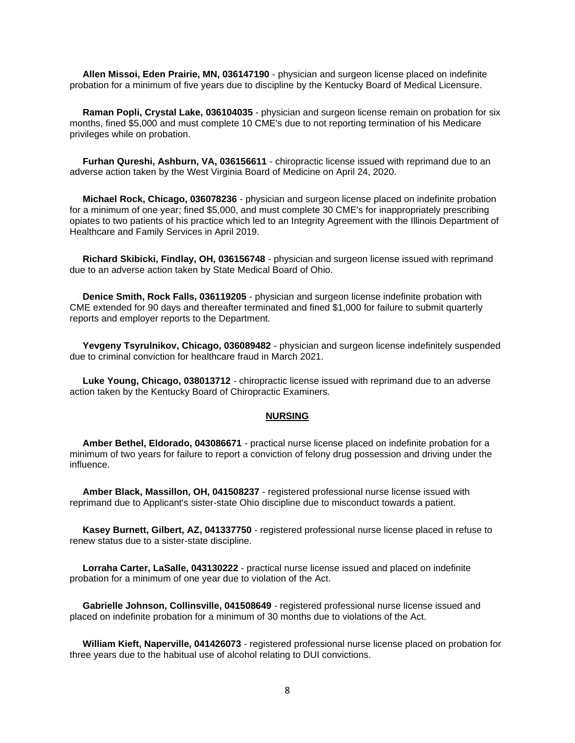**Allen Missoi, Eden Prairie, MN, 036147190** - physician and surgeon license placed on indefinite probation for a minimum of five years due to discipline by the Kentucky Board of Medical Licensure.

**Raman Popli, Crystal Lake, 036104035** - physician and surgeon license remain on probation for six months, fined $5,000 and must complete 10 CME's due to not reporting termination of his Medicare privileges while on probation.

**Furhan Qureshi, Ashburn, VA, 036156611** - chiropractic license issued with reprimand due to an adverse action taken by the West Virginia Board of Medicine on April 24, 2020.

**Michael Rock, Chicago, 036078236** - physician and surgeon license placed on indefinite probation for a minimum of one year; fined $5,000, and must complete 30 CME's for inappropriately prescribing opiates to two patients of his practice which led to an Integrity Agreement with the Illinois Department of Healthcare and Family Services in April 2019.

**Richard Skibicki, Findlay, OH, 036156748** - physician and surgeon license issued with reprimand due to an adverse action taken by State Medical Board of Ohio.

**Denice Smith, Rock Falls, 036119205** - physician and surgeon license indefinite probation with CME extended for 90 days and thereafter terminated and fined $1,000 for failure to submit quarterly reports and employer reports to the Department.

**Yevgeny Tsyrulnikov, Chicago, 036089482** - physician and surgeon license indefinitely suspended due to criminal conviction for healthcare fraud in March 2021.

**Luke Young, Chicago, 038013712** - chiropractic license issued with reprimand due to an adverse action taken by the Kentucky Board of Chiropractic Examiners.

## NURSING

**Amber Bethel, Eldorado, 043086671** - practical nurse license placed on indefinite probation for a minimum of two years for failure to report a conviction of felony drug possession and driving under the influence.

**Amber Black, Massillon, OH, 041508237** - registered professional nurse license issued with reprimand due to Applicant's sister-state Ohio discipline due to misconduct towards a patient.

**Kasey Burnett, Gilbert, AZ, 041337750** - registered professional nurse license placed in refuse to renew status due to a sister-state discipline.

**Lorraha Carter, LaSalle, 043130222** - practical nurse license issued and placed on indefinite probation for a minimum of one year due to violation of the Act.

**Gabrielle Johnson, Collinsville, 041508649** - registered professional nurse license issued and placed on indefinite probation for a minimum of 30 months due to violations of the Act.

**William Kieft, Naperville, 041426073** - registered professional nurse license placed on probation for three years due to the habitual use of alcohol relating to DUI convictions.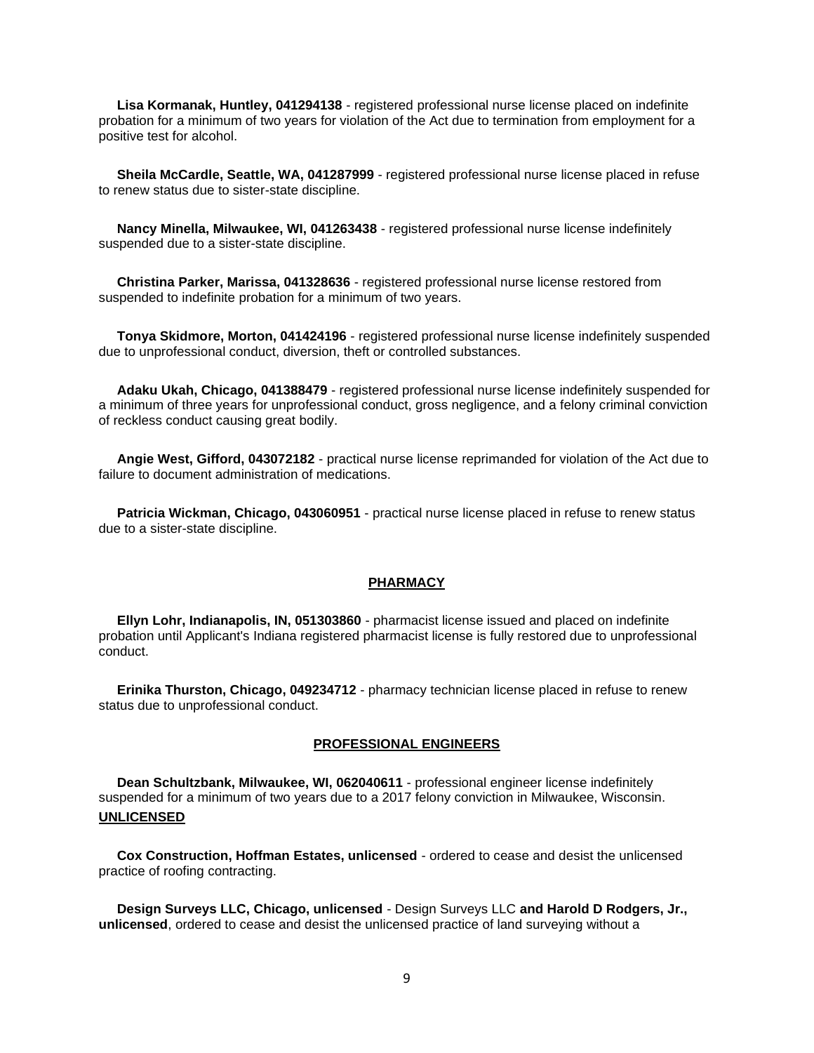**Lisa Kormanak, Huntley, 041294138** - registered professional nurse license placed on indefinite probation for a minimum of two years for violation of the Act due to termination from employment for a positive test for alcohol.

**Sheila McCardle, Seattle, WA, 041287999** - registered professional nurse license placed in refuse to renew status due to sister-state discipline.

**Nancy Minella, Milwaukee, WI, 041263438** - registered professional nurse license indefinitely suspended due to a sister-state discipline.

**Christina Parker, Marissa, 041328636** - registered professional nurse license restored from suspended to indefinite probation for a minimum of two years.

**Tonya Skidmore, Morton, 041424196** - registered professional nurse license indefinitely suspended due to unprofessional conduct, diversion, theft or controlled substances.

**Adaku Ukah, Chicago, 041388479** - registered professional nurse license indefinitely suspended for a minimum of three years for unprofessional conduct, gross negligence, and a felony criminal conviction of reckless conduct causing great bodily.

**Angie West, Gifford, 043072182** - practical nurse license reprimanded for violation of the Act due to failure to document administration of medications.

**Patricia Wickman, Chicago, 043060951** - practical nurse license placed in refuse to renew status due to a sister-state discipline.

## PHARMACY

**Ellyn Lohr, Indianapolis, IN, 051303860** - pharmacist license issued and placed on indefinite probation until Applicant's Indiana registered pharmacist license is fully restored due to unprofessional conduct.

**Erinika Thurston, Chicago, 049234712** - pharmacy technician license placed in refuse to renew status due to unprofessional conduct.

## PROFESSIONAL ENGINEERS

**Dean Schultzbank, Milwaukee, WI, 062040611** - professional engineer license indefinitely suspended for a minimum of two years due to a 2017 felony conviction in Milwaukee, Wisconsin.

## UNLICENSED

**Cox Construction, Hoffman Estates, unlicensed** - ordered to cease and desist the unlicensed practice of roofing contracting.

**Design Surveys LLC, Chicago, unlicensed** - Design Surveys LLC **and Harold D Rodgers, Jr., unlicensed**, ordered to cease and desist the unlicensed practice of land surveying without a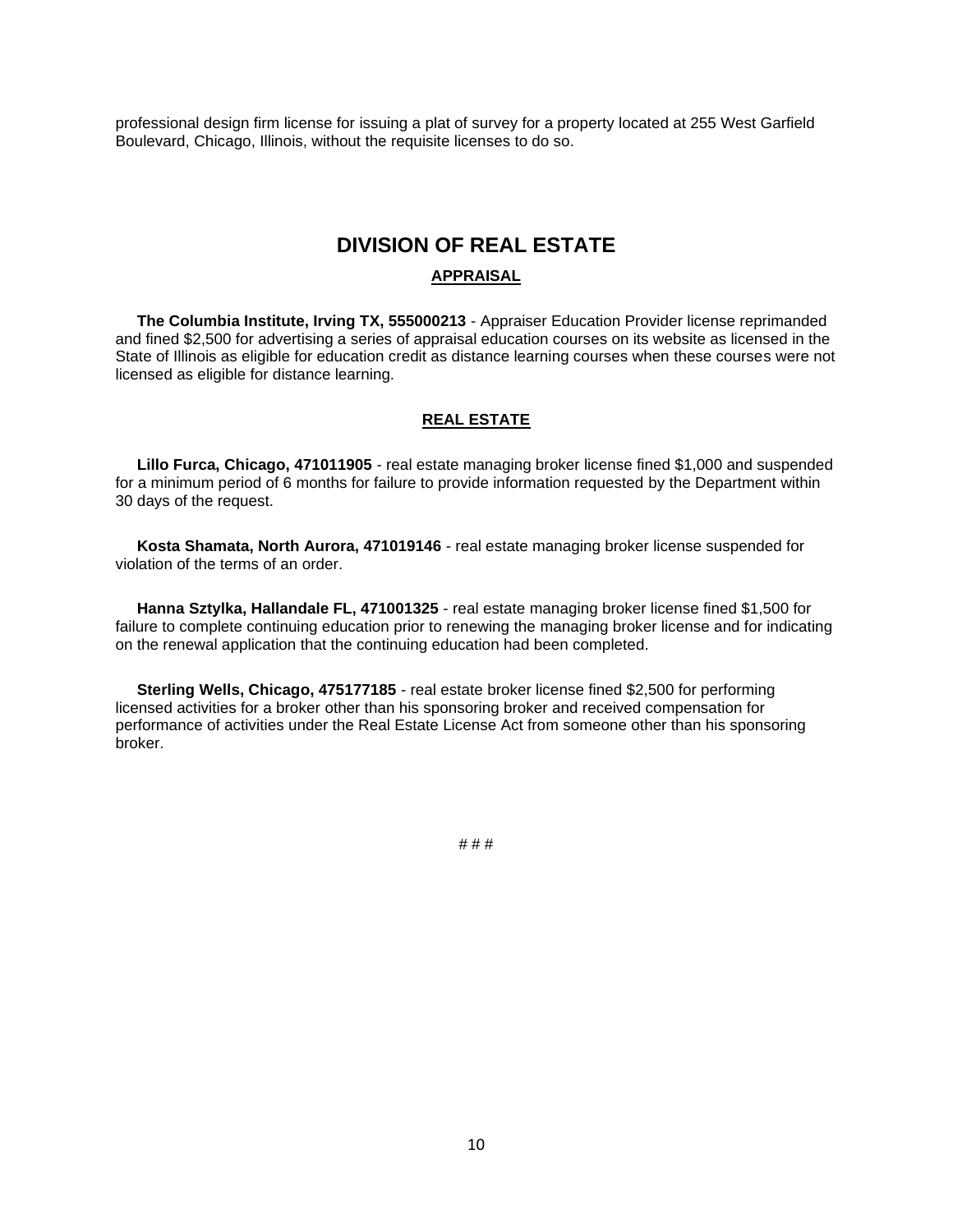professional design firm license for issuing a plat of survey for a property located at 255 West Garfield Boulevard, Chicago, Illinois, without the requisite licenses to do so.

## DIVISION OF REAL ESTATE

### APPRAISAL

**The Columbia Institute, Irving TX, 555000213** - Appraiser Education Provider license reprimanded and fined $2,500 for advertising a series of appraisal education courses on its website as licensed in the State of Illinois as eligible for education credit as distance learning courses when these courses were not licensed as eligible for distance learning.

### REAL ESTATE

**Lillo Furca, Chicago, 471011905** - real estate managing broker license fined $1,000 and suspended for a minimum period of 6 months for failure to provide information requested by the Department within 30 days of the request.

**Kosta Shamata, North Aurora, 471019146** - real estate managing broker license suspended for violation of the terms of an order.

**Hanna Sztylka, Hallandale FL, 471001325** - real estate managing broker license fined $1,500 for failure to complete continuing education prior to renewing the managing broker license and for indicating on the renewal application that the continuing education had been completed.

**Sterling Wells, Chicago, 475177185** - real estate broker license fined $2,500 for performing licensed activities for a broker other than his sponsoring broker and received compensation for performance of activities under the Real Estate License Act from someone other than his sponsoring broker.

# # #